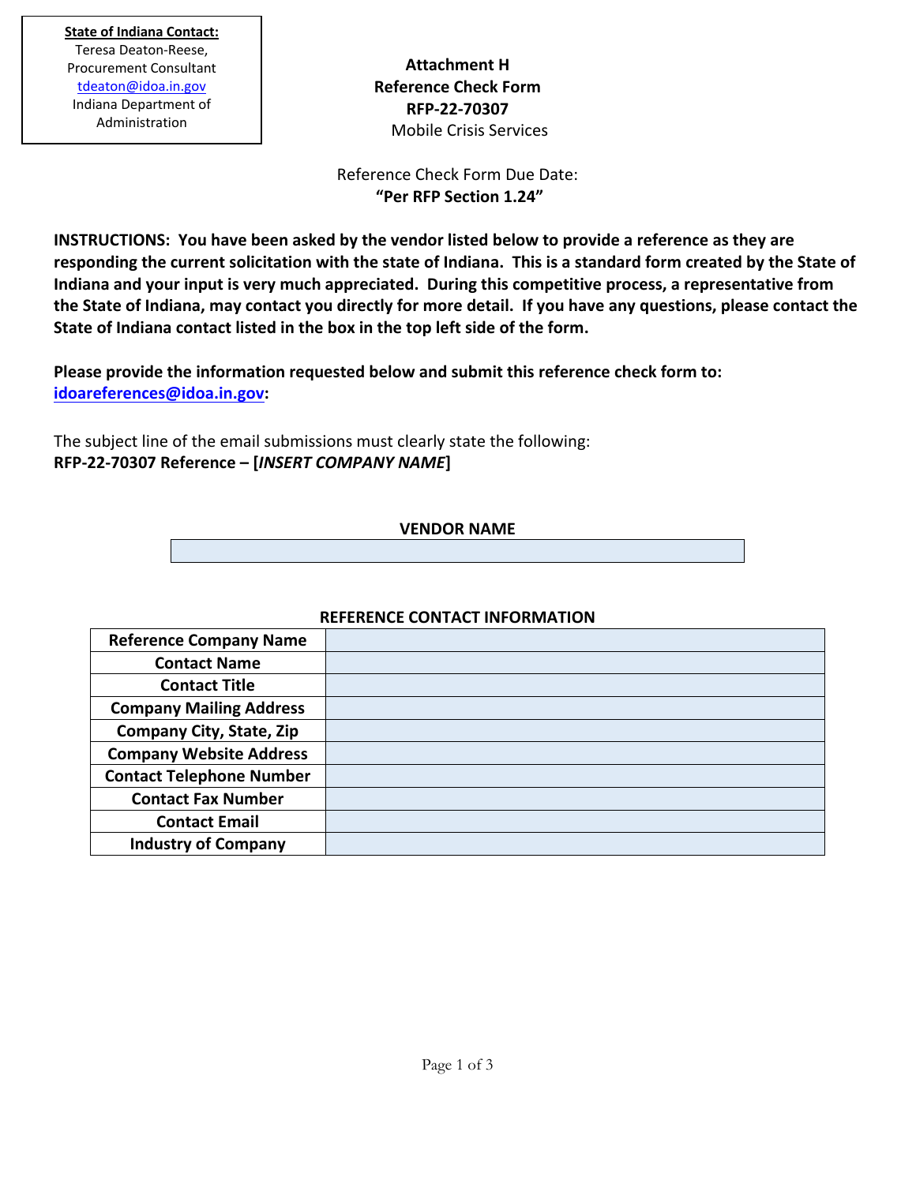**State of Indiana Contact:**
Teresa Deaton-Reese,
Procurement Consultant
tdeaton@idoa.in.gov
Indiana Department of Administration

# Attachment H
# Reference Check Form
# RFP-22-70307
Mobile Crisis Services

Reference Check Form Due Date:
**"Per RFP Section 1.24"**

**INSTRUCTIONS: You have been asked by the vendor listed below to provide a reference as they are responding the current solicitation with the state of Indiana. This is a standard form created by the State of Indiana and your input is very much appreciated. During this competitive process, a representative from the State of Indiana, may contact you directly for more detail. If you have any questions, please contact the State of Indiana contact listed in the box in the top left side of the form.**

**Please provide the information requested below and submit this reference check form to: idoareferences@idoa.in.gov:**

The subject line of the email submissions must clearly state the following:
**RFP-22-70307 Reference – [*INSERT COMPANY NAME*]**

**VENDOR NAME**

| |
|---|
| |

**REFERENCE CONTACT INFORMATION**

| | |
|---|---|
| **Reference Company Name** | |
| **Contact Name** | |
| **Contact Title** | |
| **Company Mailing Address** | |
| **Company City, State, Zip** | |
| **Company Website Address** | |
| **Contact Telephone Number** | |
| **Contact Fax Number** | |
| **Contact Email** | |
| **Industry of Company** | |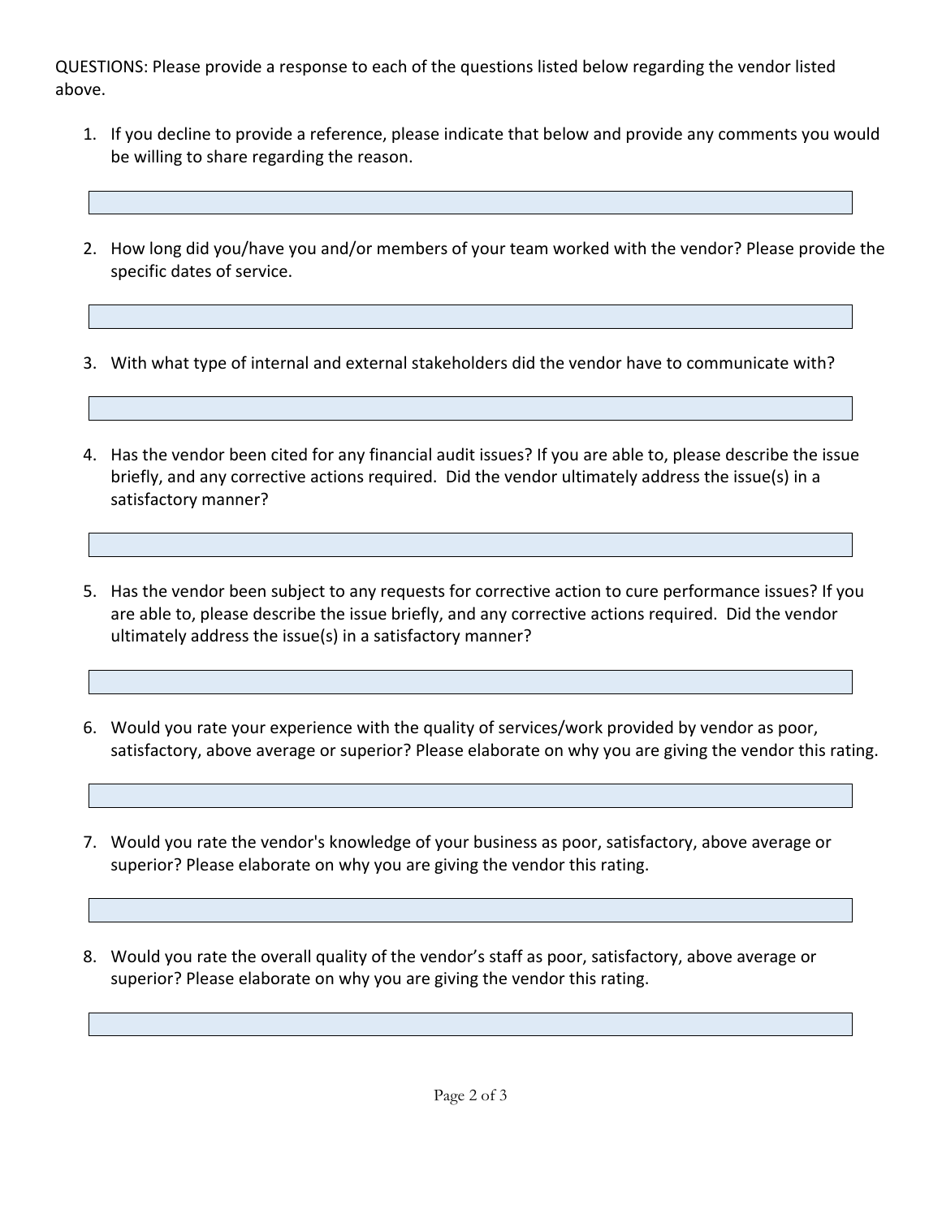QUESTIONS: Please provide a response to each of the questions listed below regarding the vendor listed above.

1. If you decline to provide a reference, please indicate that below and provide any comments you would be willing to share regarding the reason.

2. How long did you/have you and/or members of your team worked with the vendor? Please provide the specific dates of service.

3. With what type of internal and external stakeholders did the vendor have to communicate with?

4. Has the vendor been cited for any financial audit issues? If you are able to, please describe the issue briefly, and any corrective actions required. Did the vendor ultimately address the issue(s) in a satisfactory manner?

5. Has the vendor been subject to any requests for corrective action to cure performance issues? If you are able to, please describe the issue briefly, and any corrective actions required. Did the vendor ultimately address the issue(s) in a satisfactory manner?

6. Would you rate your experience with the quality of services/work provided by vendor as poor, satisfactory, above average or superior? Please elaborate on why you are giving the vendor this rating.

7. Would you rate the vendor's knowledge of your business as poor, satisfactory, above average or superior? Please elaborate on why you are giving the vendor this rating.

8. Would you rate the overall quality of the vendor's staff as poor, satisfactory, above average or superior? Please elaborate on why you are giving the vendor this rating.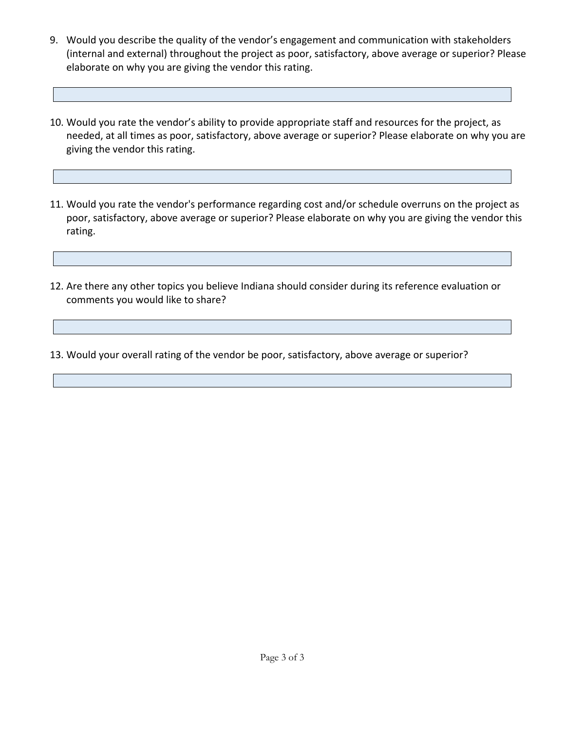9. Would you describe the quality of the vendor’s engagement and communication with stakeholders (internal and external) throughout the project as poor, satisfactory, above average or superior? Please elaborate on why you are giving the vendor this rating.

10. Would you rate the vendor’s ability to provide appropriate staff and resources for the project, as needed, at all times as poor, satisfactory, above average or superior? Please elaborate on why you are giving the vendor this rating.

11. Would you rate the vendor's performance regarding cost and/or schedule overruns on the project as poor, satisfactory, above average or superior? Please elaborate on why you are giving the vendor this rating.

12. Are there any other topics you believe Indiana should consider during its reference evaluation or comments you would like to share?

13. Would your overall rating of the vendor be poor, satisfactory, above average or superior?